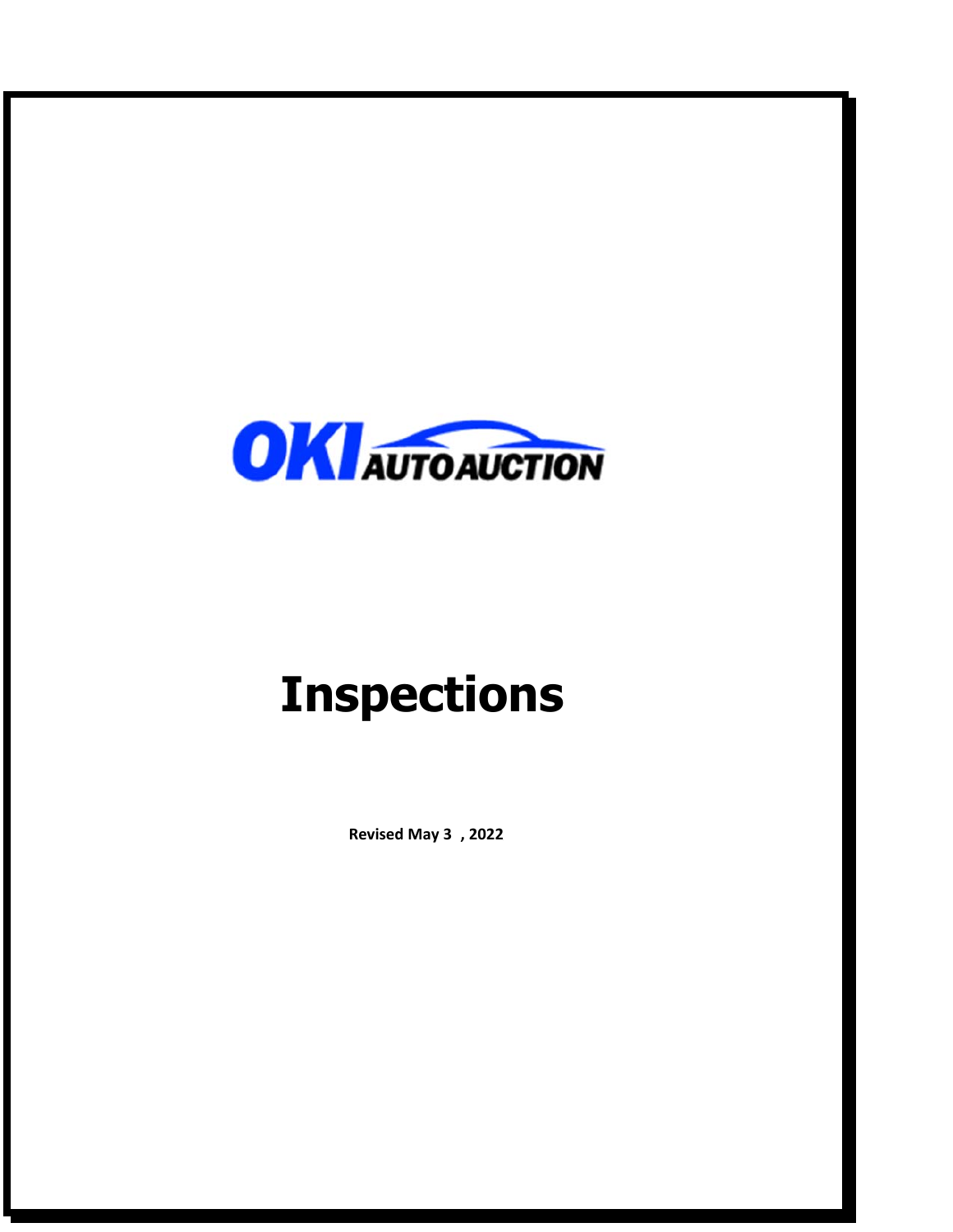OKI AUTO AUCTION

# Inspections

**Revised May 3 , 2022**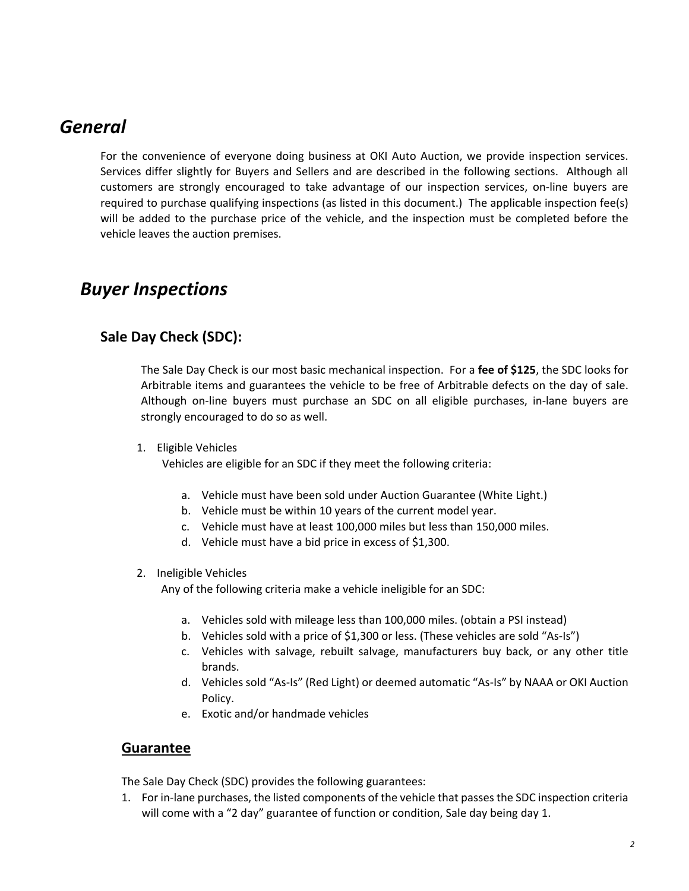# *General*

For the convenience of everyone doing business at OKI Auto Auction, we provide inspection services. Services differ slightly for Buyers and Sellers and are described in the following sections. Although all customers are strongly encouraged to take advantage of our inspection services, on-line buyers are required to purchase qualifying inspections (as listed in this document.) The applicable inspection fee(s) will be added to the purchase price of the vehicle, and the inspection must be completed before the vehicle leaves the auction premises.

# *Buyer Inspections*

## Sale Day Check (SDC):

The Sale Day Check is our most basic mechanical inspection. For a **fee of $125**, the SDC looks for Arbitrable items and guarantees the vehicle to be free of Arbitrable defects on the day of sale. Although on-line buyers must purchase an SDC on all eligible purchases, in-lane buyers are strongly encouraged to do so as well.

1. Eligible Vehicles
   Vehicles are eligible for an SDC if they meet the following criteria:

   a. Vehicle must have been sold under Auction Guarantee (White Light.)
   b. Vehicle must be within 10 years of the current model year.
   c. Vehicle must have at least 100,000 miles but less than 150,000 miles.
   d. Vehicle must have a bid price in excess of $1,300.

2. Ineligible Vehicles
   Any of the following criteria make a vehicle ineligible for an SDC:

   a. Vehicles sold with mileage less than 100,000 miles. (obtain a PSI instead)
   b. Vehicles sold with a price of $1,300 or less. (These vehicles are sold "As-Is")
   c. Vehicles with salvage, rebuilt salvage, manufacturers buy back, or any other title brands.
   d. Vehicles sold "As-Is" (Red Light) or deemed automatic "As-Is" by NAAA or OKI Auction Policy.
   e. Exotic and/or handmade vehicles

### __Guarantee__

The Sale Day Check (SDC) provides the following guarantees:

1. For in-lane purchases, the listed components of the vehicle that passes the SDC inspection criteria will come with a "2 day" guarantee of function or condition, Sale day being day 1.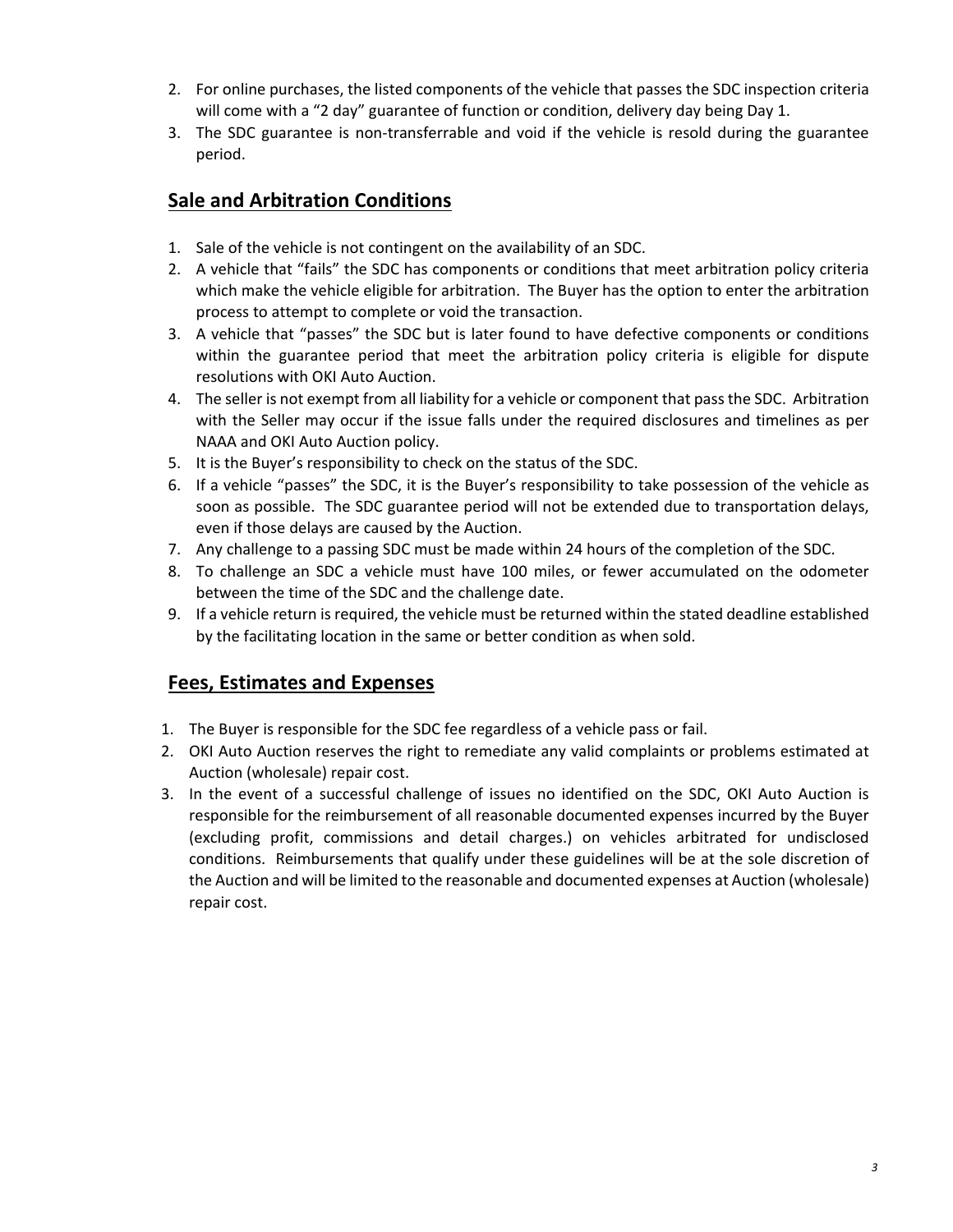2. For online purchases, the listed components of the vehicle that passes the SDC inspection criteria will come with a "2 day" guarantee of function or condition, delivery day being Day 1.
3. The SDC guarantee is non-transferrable and void if the vehicle is resold during the guarantee period.

## Sale and Arbitration Conditions

1. Sale of the vehicle is not contingent on the availability of an SDC.
2. A vehicle that "fails" the SDC has components or conditions that meet arbitration policy criteria which make the vehicle eligible for arbitration. The Buyer has the option to enter the arbitration process to attempt to complete or void the transaction.
3. A vehicle that "passes" the SDC but is later found to have defective components or conditions within the guarantee period that meet the arbitration policy criteria is eligible for dispute resolutions with OKI Auto Auction.
4. The seller is not exempt from all liability for a vehicle or component that pass the SDC. Arbitration with the Seller may occur if the issue falls under the required disclosures and timelines as per NAAA and OKI Auto Auction policy.
5. It is the Buyer's responsibility to check on the status of the SDC.
6. If a vehicle "passes" the SDC, it is the Buyer's responsibility to take possession of the vehicle as soon as possible. The SDC guarantee period will not be extended due to transportation delays, even if those delays are caused by the Auction.
7. Any challenge to a passing SDC must be made within 24 hours of the completion of the SDC.
8. To challenge an SDC a vehicle must have 100 miles, or fewer accumulated on the odometer between the time of the SDC and the challenge date.
9. If a vehicle return is required, the vehicle must be returned within the stated deadline established by the facilitating location in the same or better condition as when sold.

## Fees, Estimates and Expenses

1. The Buyer is responsible for the SDC fee regardless of a vehicle pass or fail.
2. OKI Auto Auction reserves the right to remediate any valid complaints or problems estimated at Auction (wholesale) repair cost.
3. In the event of a successful challenge of issues no identified on the SDC, OKI Auto Auction is responsible for the reimbursement of all reasonable documented expenses incurred by the Buyer (excluding profit, commissions and detail charges.) on vehicles arbitrated for undisclosed conditions. Reimbursements that qualify under these guidelines will be at the sole discretion of the Auction and will be limited to the reasonable and documented expenses at Auction (wholesale) repair cost.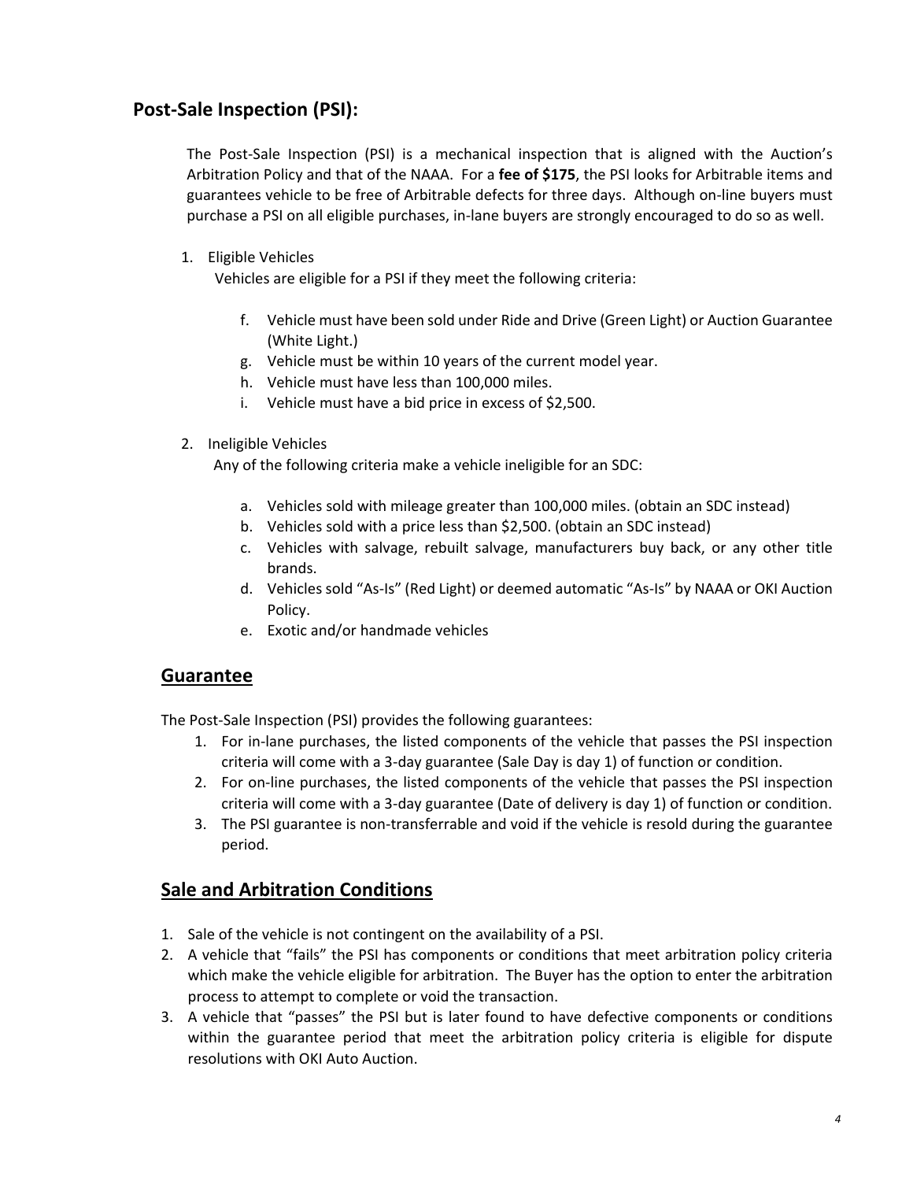## Post-Sale Inspection (PSI):

The Post-Sale Inspection (PSI) is a mechanical inspection that is aligned with the Auction's Arbitration Policy and that of the NAAA. For a **fee of $175**, the PSI looks for Arbitrable items and guarantees vehicle to be free of Arbitrable defects for three days. Although on-line buyers must purchase a PSI on all eligible purchases, in-lane buyers are strongly encouraged to do so as well.

1. Eligible Vehicles
   Vehicles are eligible for a PSI if they meet the following criteria:

   f. Vehicle must have been sold under Ride and Drive (Green Light) or Auction Guarantee (White Light.)
   g. Vehicle must be within 10 years of the current model year.
   h. Vehicle must have less than 100,000 miles.
   i. Vehicle must have a bid price in excess of $2,500.

2. Ineligible Vehicles
   Any of the following criteria make a vehicle ineligible for an SDC:

   a. Vehicles sold with mileage greater than 100,000 miles. (obtain an SDC instead)
   b. Vehicles sold with a price less than $2,500. (obtain an SDC instead)
   c. Vehicles with salvage, rebuilt salvage, manufacturers buy back, or any other title brands.
   d. Vehicles sold "As-Is" (Red Light) or deemed automatic "As-Is" by NAAA or OKI Auction Policy.
   e. Exotic and/or handmade vehicles

## Guarantee

The Post-Sale Inspection (PSI) provides the following guarantees:

1. For in-lane purchases, the listed components of the vehicle that passes the PSI inspection criteria will come with a 3-day guarantee (Sale Day is day 1) of function or condition.
2. For on-line purchases, the listed components of the vehicle that passes the PSI inspection criteria will come with a 3-day guarantee (Date of delivery is day 1) of function or condition.
3. The PSI guarantee is non-transferrable and void if the vehicle is resold during the guarantee period.

## Sale and Arbitration Conditions

1. Sale of the vehicle is not contingent on the availability of a PSI.
2. A vehicle that "fails" the PSI has components or conditions that meet arbitration policy criteria which make the vehicle eligible for arbitration. The Buyer has the option to enter the arbitration process to attempt to complete or void the transaction.
3. A vehicle that "passes" the PSI but is later found to have defective components or conditions within the guarantee period that meet the arbitration policy criteria is eligible for dispute resolutions with OKI Auto Auction.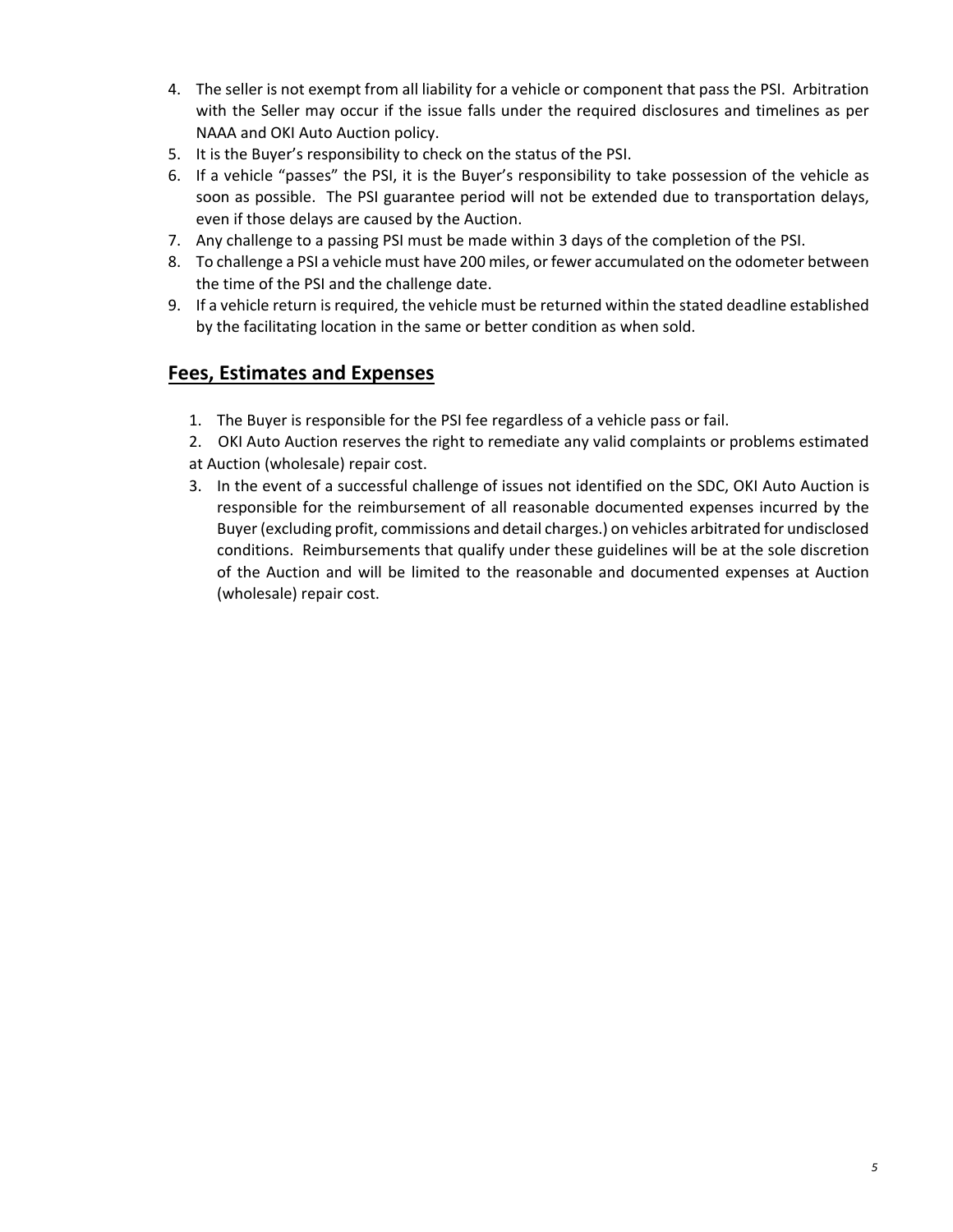4. The seller is not exempt from all liability for a vehicle or component that pass the PSI. Arbitration with the Seller may occur if the issue falls under the required disclosures and timelines as per NAAA and OKI Auto Auction policy.
5. It is the Buyer's responsibility to check on the status of the PSI.
6. If a vehicle "passes" the PSI, it is the Buyer's responsibility to take possession of the vehicle as soon as possible. The PSI guarantee period will not be extended due to transportation delays, even if those delays are caused by the Auction.
7. Any challenge to a passing PSI must be made within 3 days of the completion of the PSI.
8. To challenge a PSI a vehicle must have 200 miles, or fewer accumulated on the odometer between the time of the PSI and the challenge date.
9. If a vehicle return is required, the vehicle must be returned within the stated deadline established by the facilitating location in the same or better condition as when sold.

## Fees, Estimates and Expenses

1. The Buyer is responsible for the PSI fee regardless of a vehicle pass or fail.
2. OKI Auto Auction reserves the right to remediate any valid complaints or problems estimated at Auction (wholesale) repair cost.
3. In the event of a successful challenge of issues not identified on the SDC, OKI Auto Auction is responsible for the reimbursement of all reasonable documented expenses incurred by the Buyer (excluding profit, commissions and detail charges.) on vehicles arbitrated for undisclosed conditions. Reimbursements that qualify under these guidelines will be at the sole discretion of the Auction and will be limited to the reasonable and documented expenses at Auction (wholesale) repair cost.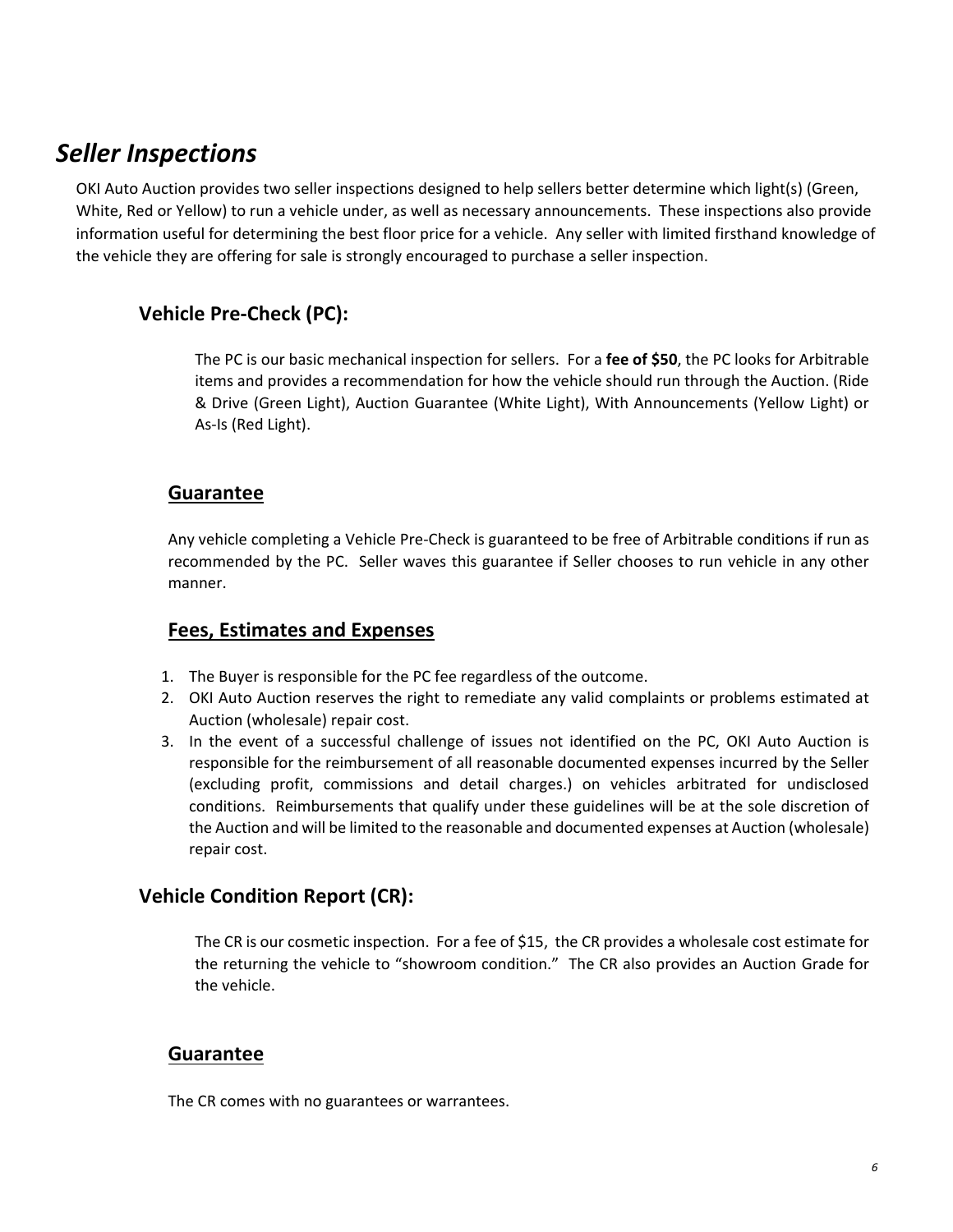# *Seller Inspections*

OKI Auto Auction provides two seller inspections designed to help sellers better determine which light(s) (Green, White, Red or Yellow) to run a vehicle under, as well as necessary announcements. These inspections also provide information useful for determining the best floor price for a vehicle. Any seller with limited firsthand knowledge of the vehicle they are offering for sale is strongly encouraged to purchase a seller inspection.

## Vehicle Pre-Check (PC):

The PC is our basic mechanical inspection for sellers. For a **fee of $50**, the PC looks for Arbitrable items and provides a recommendation for how the vehicle should run through the Auction. (Ride & Drive (Green Light), Auction Guarantee (White Light), With Announcements (Yellow Light) or As-Is (Red Light).

### Guarantee

Any vehicle completing a Vehicle Pre-Check is guaranteed to be free of Arbitrable conditions if run as recommended by the PC. Seller waves this guarantee if Seller chooses to run vehicle in any other manner.

### Fees, Estimates and Expenses

1. The Buyer is responsible for the PC fee regardless of the outcome.
2. OKI Auto Auction reserves the right to remediate any valid complaints or problems estimated at Auction (wholesale) repair cost.
3. In the event of a successful challenge of issues not identified on the PC, OKI Auto Auction is responsible for the reimbursement of all reasonable documented expenses incurred by the Seller (excluding profit, commissions and detail charges.) on vehicles arbitrated for undisclosed conditions. Reimbursements that qualify under these guidelines will be at the sole discretion of the Auction and will be limited to the reasonable and documented expenses at Auction (wholesale) repair cost.

## Vehicle Condition Report (CR):

The CR is our cosmetic inspection. For a fee of $15, the CR provides a wholesale cost estimate for the returning the vehicle to "showroom condition." The CR also provides an Auction Grade for the vehicle.

### Guarantee

The CR comes with no guarantees or warrantees.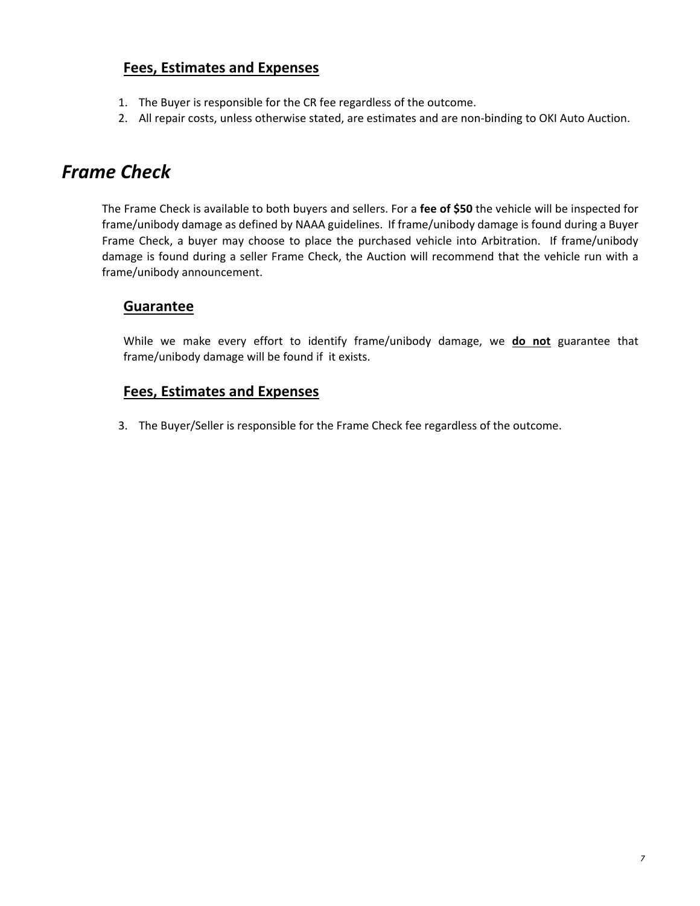### Fees, Estimates and Expenses

1. The Buyer is responsible for the CR fee regardless of the outcome.
2. All repair costs, unless otherwise stated, are estimates and are non-binding to OKI Auto Auction.

## *Frame Check*

The Frame Check is available to both buyers and sellers. For a **fee of $50** the vehicle will be inspected for frame/unibody damage as defined by NAAA guidelines. If frame/unibody damage is found during a Buyer Frame Check, a buyer may choose to place the purchased vehicle into Arbitration. If frame/unibody damage is found during a seller Frame Check, the Auction will recommend that the vehicle run with a frame/unibody announcement.

### Guarantee

While we make every effort to identify frame/unibody damage, we **do not** guarantee that frame/unibody damage will be found if it exists.

### Fees, Estimates and Expenses

3. The Buyer/Seller is responsible for the Frame Check fee regardless of the outcome.